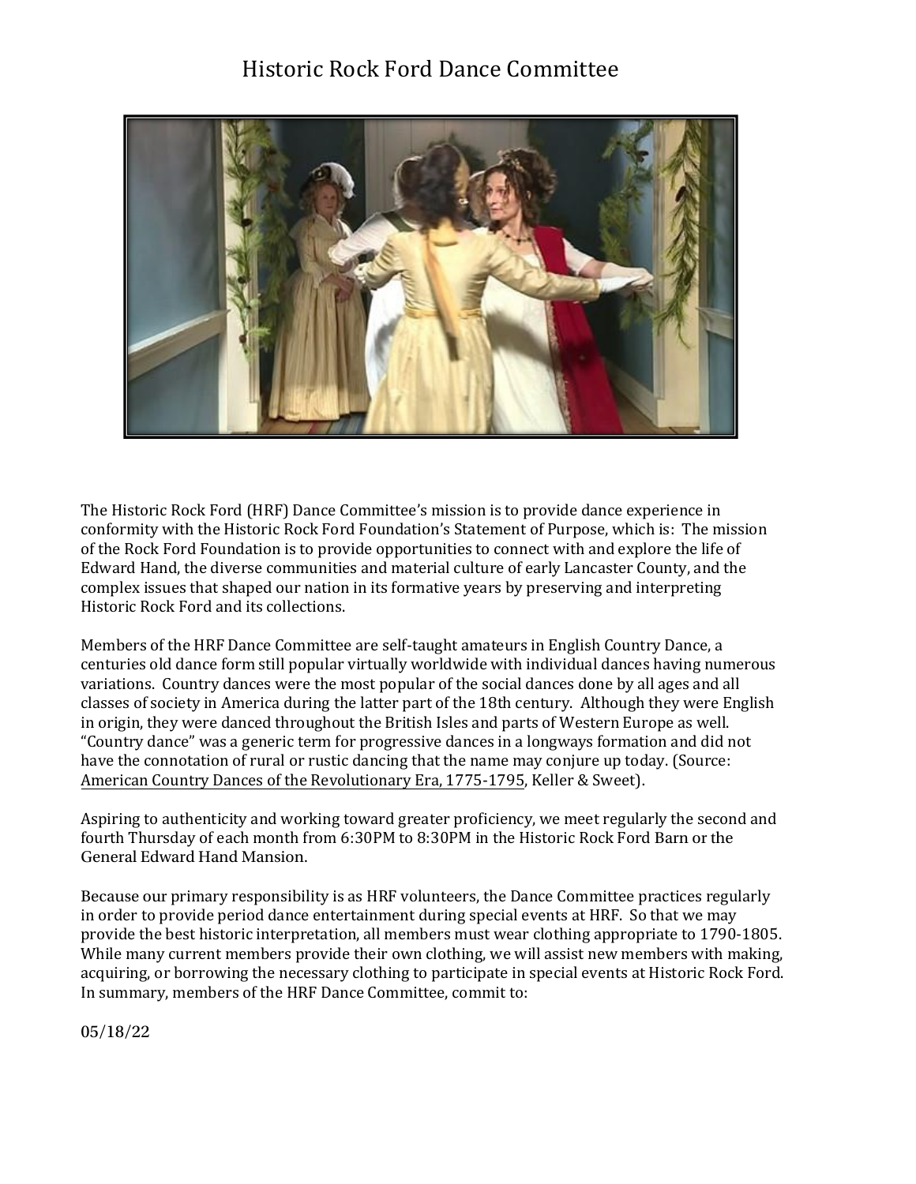# Historic Rock Ford Dance Committee

The Historic Rock Ford (HRF) Dance Committee's mission is to provide dance experience in conformity with the Historic Rock Ford Foundation's Statement of Purpose, which is: The mission of the Rock Ford Foundation is to provide opportunities to connect with and explore the life of Edward Hand, the diverse communities and material culture of early Lancaster County, and the complex issues that shaped our nation in its formative years by preserving and interpreting Historic Rock Ford and its collections.

Members of the HRF Dance Committee are self-taught amateurs in English Country Dance, a centuries old dance form still popular virtually worldwide with individual dances having numerous variations. Country dances were the most popular of the social dances done by all ages and all classes of society in America during the latter part of the 18th century. Although they were English in origin, they were danced throughout the British Isles and parts of Western Europe as well. "Country dance" was a generic term for progressive dances in a longways formation and did not have the connotation of rural or rustic dancing that the name may conjure up today. (Source: American Country Dances of the Revolutionary Era, 1775-1795, Keller & Sweet).

Aspiring to authenticity and working toward greater proficiency, we meet regularly the second and fourth Thursday of each month from 6:30PM to 8:30PM in the Historic Rock Ford Barn or the General Edward Hand Mansion.

Because our primary responsibility is as HRF volunteers, the Dance Committee practices regularly in order to provide period dance entertainment during special events at HRF. So that we may provide the best historic interpretation, all members must wear clothing appropriate to 1790-1805. While many current members provide their own clothing, we will assist new members with making, acquiring, or borrowing the necessary clothing to participate in special events at Historic Rock Ford. In summary, members of the HRF Dance Committee, commit to:

05/18/22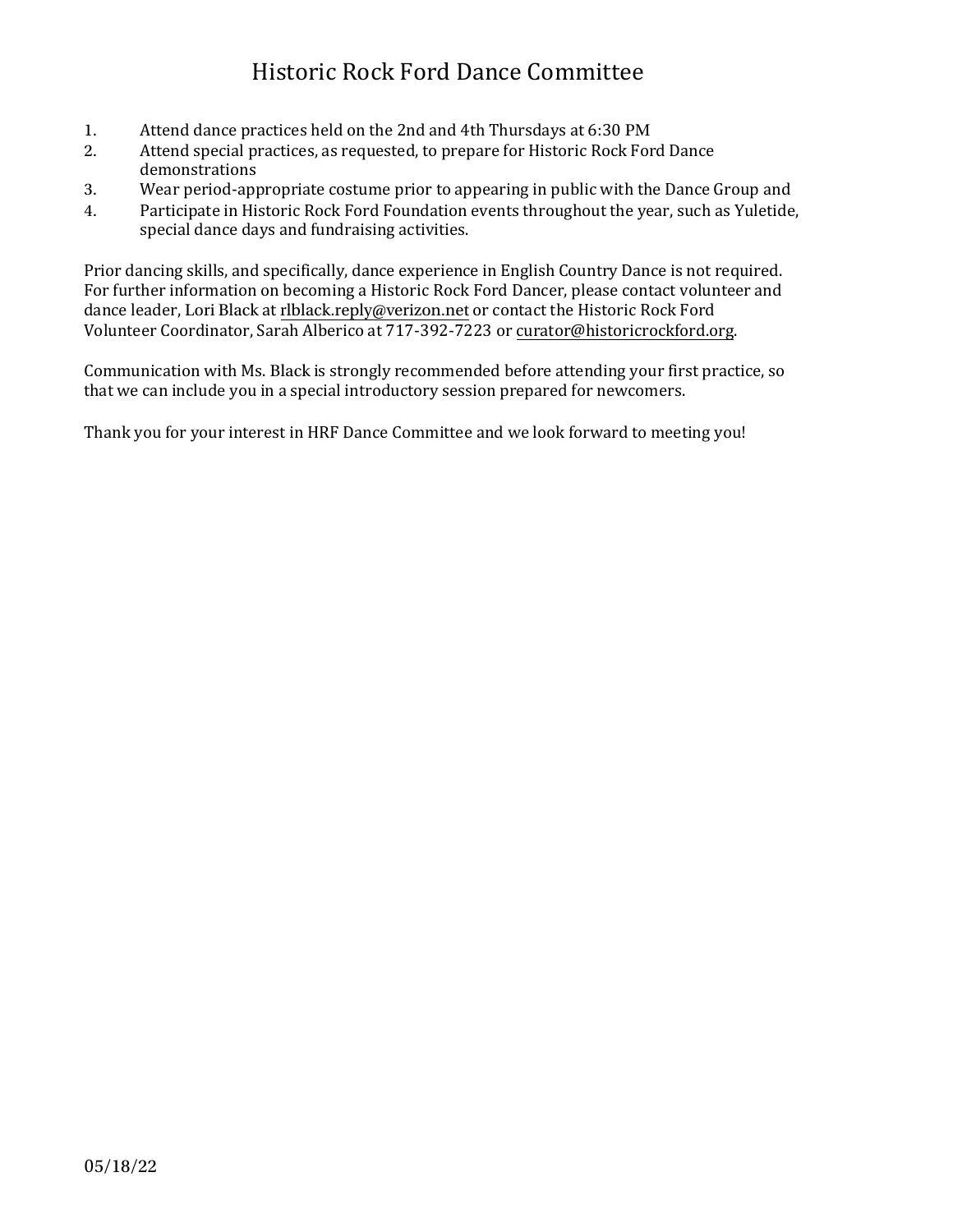# Historic Rock Ford Dance Committee

1. Attend dance practices held on the 2nd and 4th Thursdays at 6:30 PM
2. Attend special practices, as requested, to prepare for Historic Rock Ford Dance demonstrations
3. Wear period-appropriate costume prior to appearing in public with the Dance Group and
4. Participate in Historic Rock Ford Foundation events throughout the year, such as Yuletide, special dance days and fundraising activities.

Prior dancing skills, and specifically, dance experience in English Country Dance is not required. For further information on becoming a Historic Rock Ford Dancer, please contact volunteer and dance leader, Lori Black at rlblack.reply@verizon.net or contact the Historic Rock Ford Volunteer Coordinator, Sarah Alberico at 717-392-7223 or curator@historicrockford.org.

Communication with Ms. Black is strongly recommended before attending your first practice, so that we can include you in a special introductory session prepared for newcomers.

Thank you for your interest in HRF Dance Committee and we look forward to meeting you!

05/18/22